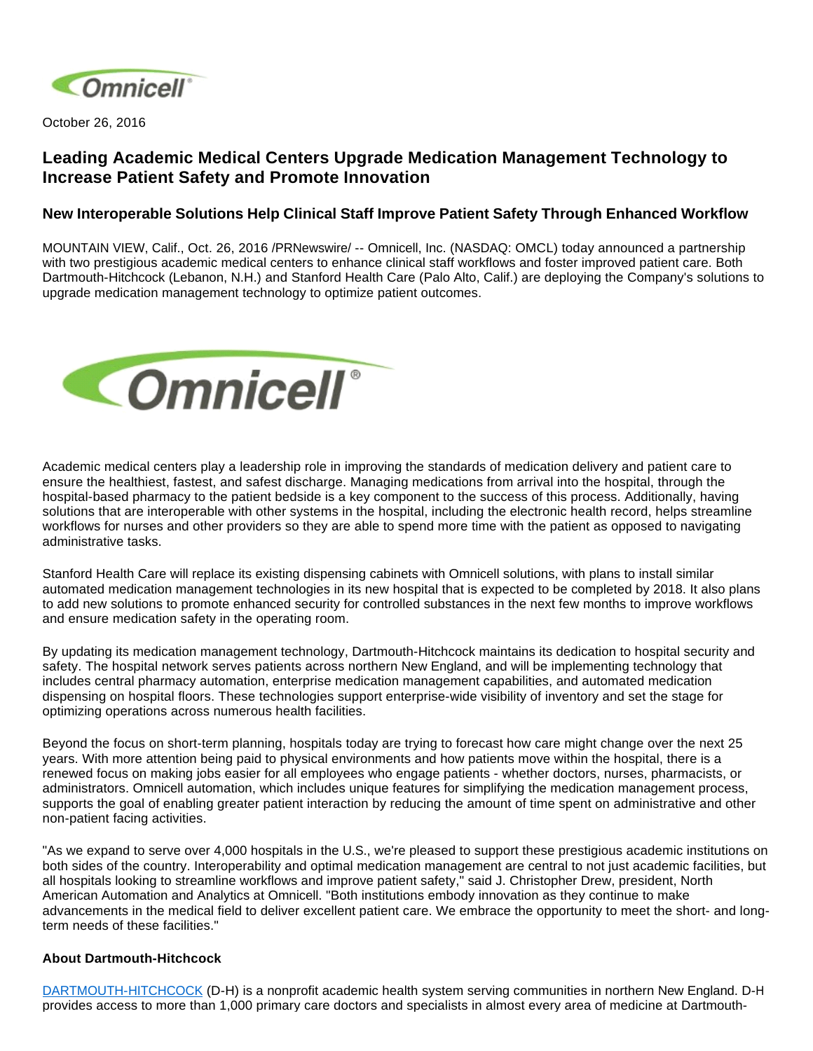October 26, 2016

# Leading Academic Medical Centers Upgrade Medication Management Technology to Increase Patient Safety and Promote Innovation

## New Interoperable Solutions Help Clinical Staff Improve Patient Safety Through Enhanced Workflow

MOUNTAIN VIEW, Calif., Oct. 26, 2016 /PRNewswire/ -- Omnicell, Inc. (NASDAQ: OMCL) today announced a partnership with two prestigious academic medical centers to enhance clinical staff workflows and foster improved patient care. Both Dartmouth-Hitchcock (Lebanon, N.H.) and Stanford Health Care (Palo Alto, Calif.) are deploying the Company's solutions to upgrade medication management technology to optimize patient outcomes.

Academic medical centers play a leadership role in improving the standards of medication delivery and patient care to ensure the healthiest, fastest, and safest discharge. Managing medications from arrival into the hospital, through the hospital-based pharmacy to the patient bedside is a key component to the success of this process. Additionally, having solutions that are interoperable with other systems in the hospital, including the electronic health record, helps streamline workflows for nurses and other providers so they are able to spend more time with the patient as opposed to navigating administrative tasks.

Stanford Health Care will replace its existing dispensing cabinets with Omnicell solutions, with plans to install similar automated medication management technologies in its new hospital that is expected to be completed by 2018. It also plans to add new solutions to promote enhanced security for controlled substances in the next few months to improve workflows and ensure medication safety in the operating room.

By updating its medication management technology, Dartmouth-Hitchcock maintains its dedication to hospital security and safety. The hospital network serves patients across northern New England, and will be implementing technology that includes central pharmacy automation, enterprise medication management capabilities, and automated medication dispensing on hospital floors. These technologies support enterprise-wide visibility of inventory and set the stage for optimizing operations across numerous health facilities.

Beyond the focus on short-term planning, hospitals today are trying to forecast how care might change over the next 25 years. With more attention being paid to physical environments and how patients move within the hospital, there is a renewed focus on making jobs easier for all employees who engage patients - whether doctors, nurses, pharmacists, or administrators. Omnicell automation, which includes unique features for simplifying the medication management process, supports the goal of enabling greater patient interaction by reducing the amount of time spent on administrative and other non-patient facing activities.

"As we expand to serve over 4,000 hospitals in the U.S., we're pleased to support these prestigious academic institutions on both sides of the country. Interoperability and optimal medication management are central to not just academic facilities, but all hospitals looking to streamline workflows and improve patient safety," said J. Christopher Drew, president, North American Automation and Analytics at Omnicell. "Both institutions embody innovation as they continue to make advancements in the medical field to deliver excellent patient care. We embrace the opportunity to meet the short- and long-term needs of these facilities."

### About Dartmouth-Hitchcock

DARTMOUTH-HITCHCOCK (D-H) is a nonprofit academic health system serving communities in northern New England. D-H provides access to more than 1,000 primary care doctors and specialists in almost every area of medicine at Dartmouth-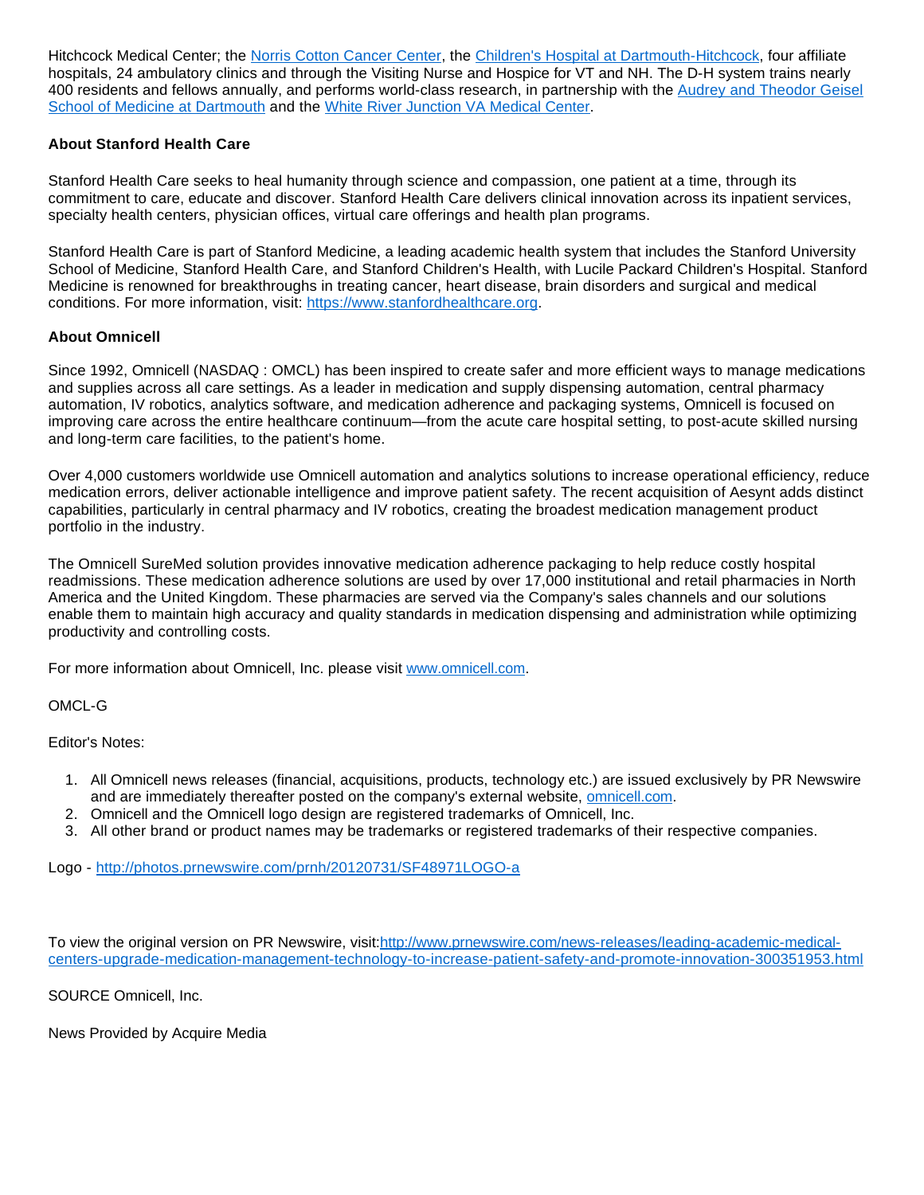Hitchcock Medical Center; the [Norris Cotton Cancer Center](), the [Children's Hospital at Dartmouth-Hitchcock](), four affiliate hospitals, 24 ambulatory clinics and through the Visiting Nurse and Hospice for VT and NH. The D-H system trains nearly 400 residents and fellows annually, and performs world-class research, in partnership with the [Audrey and Theodor Geisel School of Medicine at Dartmouth]() and the [White River Junction VA Medical Center]().

**About Stanford Health Care**

Stanford Health Care seeks to heal humanity through science and compassion, one patient at a time, through its commitment to care, educate and discover. Stanford Health Care delivers clinical innovation across its inpatient services, specialty health centers, physician offices, virtual care offerings and health plan programs.

Stanford Health Care is part of Stanford Medicine, a leading academic health system that includes the Stanford University School of Medicine, Stanford Health Care, and Stanford Children's Health, with Lucile Packard Children's Hospital. Stanford Medicine is renowned for breakthroughs in treating cancer, heart disease, brain disorders and surgical and medical conditions. For more information, visit: [https://www.stanfordhealthcare.org](https://www.stanfordhealthcare.org).

**About Omnicell**

Since 1992, Omnicell (NASDAQ : OMCL) has been inspired to create safer and more efficient ways to manage medications and supplies across all care settings. As a leader in medication and supply dispensing automation, central pharmacy automation, IV robotics, analytics software, and medication adherence and packaging systems, Omnicell is focused on improving care across the entire healthcare continuum—from the acute care hospital setting, to post-acute skilled nursing and long-term care facilities, to the patient's home.

Over 4,000 customers worldwide use Omnicell automation and analytics solutions to increase operational efficiency, reduce medication errors, deliver actionable intelligence and improve patient safety. The recent acquisition of Aesynt adds distinct capabilities, particularly in central pharmacy and IV robotics, creating the broadest medication management product portfolio in the industry.

The Omnicell SureMed solution provides innovative medication adherence packaging to help reduce costly hospital readmissions. These medication adherence solutions are used by over 17,000 institutional and retail pharmacies in North America and the United Kingdom. These pharmacies are served via the Company's sales channels and our solutions enable them to maintain high accuracy and quality standards in medication dispensing and administration while optimizing productivity and controlling costs.

For more information about Omnicell, Inc. please visit [www.omnicell.com](www.omnicell.com).

OMCL-G

Editor's Notes:

1. All Omnicell news releases (financial, acquisitions, products, technology etc.) are issued exclusively by PR Newswire and are immediately thereafter posted on the company's external website, [omnicell.com](omnicell.com).
2. Omnicell and the Omnicell logo design are registered trademarks of Omnicell, Inc.
3. All other brand or product names may be trademarks or registered trademarks of their respective companies.

Logo - [http://photos.prnewswire.com/prnh/20120731/SF48971LOGO-a](http://photos.prnewswire.com/prnh/20120731/SF48971LOGO-a)

To view the original version on PR Newswire, visit:[http://www.prnewswire.com/news-releases/leading-academic-medical-centers-upgrade-medication-management-technology-to-increase-patient-safety-and-promote-innovation-300351953.html](http://www.prnewswire.com/news-releases/leading-academic-medical-centers-upgrade-medication-management-technology-to-increase-patient-safety-and-promote-innovation-300351953.html)

SOURCE Omnicell, Inc.

News Provided by Acquire Media